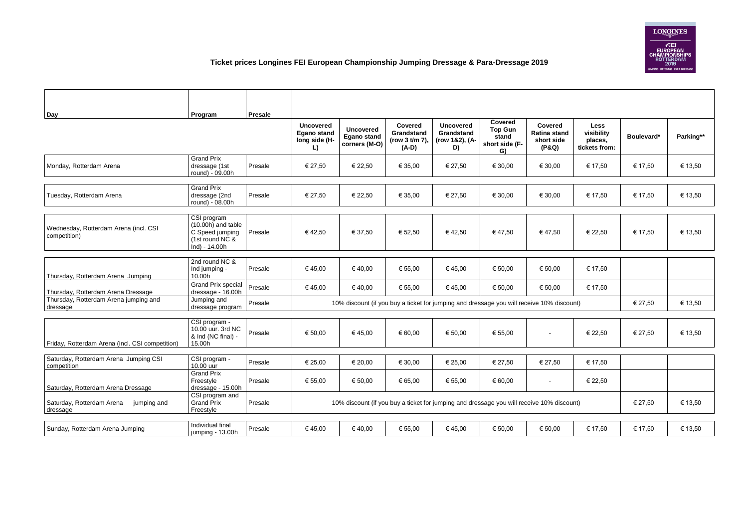# Ticket prices Longines FEI European Championship Jumping Dressage & Para-Dressage 2019

| Day | Program | Presale | Uncovered Egano stand long side (H-L) | Uncovered Egano stand corners (M-O) | Covered Grandstand (row 3 t/m 7), (A-D) | Uncovered Grandstand (row 1&2), (A-D) | Covered Top Gun stand short side (F-G) | Covered Ratina stand short side (P&Q) | Less visibility places, tickets from: | Boulevard* | Parking** |
|---|---|---|---|---|---|---|---|---|---|---|---|
| Monday, Rotterdam Arena | Grand Prix dressage (1st round) - 09.00h | Presale | € 27,50 | € 22,50 | € 35,00 | € 27,50 | € 30,00 | € 30,00 | € 17,50 | € 17,50 | € 13,50 |
| Tuesday, Rotterdam Arena | Grand Prix dressage (2nd round) - 08.00h | Presale | € 27,50 | € 22,50 | € 35,00 | € 27,50 | € 30,00 | € 30,00 | € 17,50 | € 17,50 | € 13,50 |
| Wednesday, Rotterdam Arena (incl. CSI competition) | CSI program (10.00h) and table C Speed jumping (1st round NC & Ind) - 14.00h | Presale | € 42,50 | € 37,50 | € 52,50 | € 42,50 | € 47,50 | € 47,50 | € 22,50 | € 17,50 | € 13,50 |
| Thursday, Rotterdam Arena Jumping | 2nd round NC & Ind jumping - 10.00h | Presale | € 45,00 | € 40,00 | € 55,00 | € 45,00 | € 50,00 | € 50,00 | € 17,50 | | |
| Thursday, Rotterdam Arena Dressage | Grand Prix special dressage - 16.00h | Presale | € 45,00 | € 40,00 | € 55,00 | € 45,00 | € 50,00 | € 50,00 | € 17,50 | | |
| Thursday, Rotterdam Arena jumping and dressage | Jumping and dressage program | Presale | 10% discount (if you buy a ticket for jumping and dressage you will receive 10% discount) | | | | | | | € 27,50 | € 13,50 |
| Friday, Rotterdam Arena (incl. CSI competition) | CSI program - 10.00 uur. 3rd NC & Ind (NC final) - 15.00h | Presale | € 50,00 | € 45,00 | € 60,00 | € 50,00 | € 55,00 | - | € 22,50 | € 27,50 | € 13,50 |
| Saturday, Rotterdam Arena Jumping CSI competition | CSI program - 10.00 uur | Presale | € 25,00 | € 20,00 | € 30,00 | € 25,00 | € 27,50 | € 27,50 | € 17,50 | | |
| Saturday, Rotterdam Arena Dressage | Grand Prix Freestyle dressage - 15.00h | Presale | € 55,00 | € 50,00 | € 65,00 | € 55,00 | € 60,00 | - | € 22,50 | | |
| Saturday, Rotterdam Arena jumping and dressage | CSI program and Grand Prix Freestyle | Presale | 10% discount (if you buy a ticket for jumping and dressage you will receive 10% discount) | | | | | | | € 27,50 | € 13,50 |
| Sunday, Rotterdam Arena Jumping | Individual final jumping - 13.00h | Presale | € 45,00 | € 40,00 | € 55,00 | € 45,00 | € 50,00 | € 50,00 | € 17,50 | € 17,50 | € 13,50 |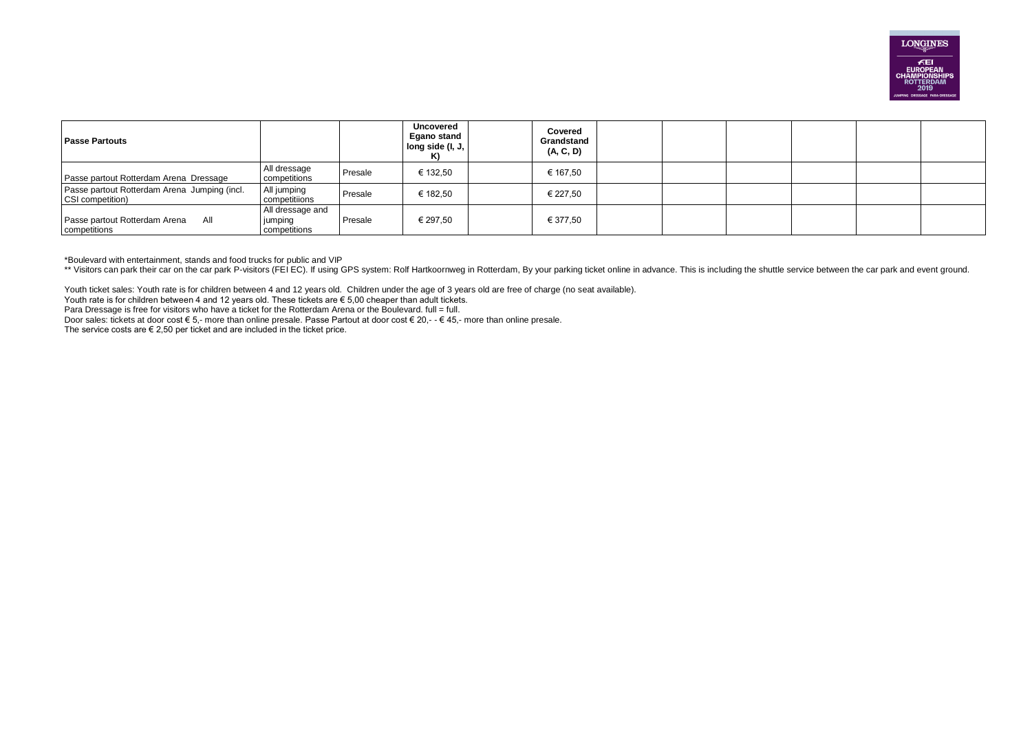| Passe Partouts | | | Uncovered Egano stand long side (I, J, K) | | Covered Grandstand (A, C, D) | | | | | | |
|---|---|---|---|---|---|---|---|---|---|---|---|
| Passe partout Rotterdam Arena Dressage | All dressage competitions | Presale | € 132,50 | | € 167,50 | | | | | | |
| Passe partout Rotterdam Arena Jumping (incl. CSI competition) | All jumping competitiions | Presale | € 182,50 | | € 227,50 | | | | | | |
| Passe partout Rotterdam Arena All competitions | All dressage and jumping competitions | Presale | € 297,50 | | € 377,50 | | | | | | |

*Boulevard with entertainment, stands and food trucks for public and VIP

** Visitors can park their car on the car park P-visitors (FEI EC). If using GPS system: Rolf Hartkoornweg in Rotterdam, By your parking ticket online in advance. This is including the shuttle service between the car park and event ground.

Youth ticket sales: Youth rate is for children between 4 and 12 years old. Children under the age of 3 years old are free of charge (no seat available).
Youth rate is for children between 4 and 12 years old. These tickets are € 5,00 cheaper than adult tickets.
Para Dressage is free for visitors who have a ticket for the Rotterdam Arena or the Boulevard. full = full.
Door sales: tickets at door cost € 5,- more than online presale. Passe Partout at door cost € 20,- - € 45,- more than online presale.
The service costs are € 2,50 per ticket and are included in the ticket price.